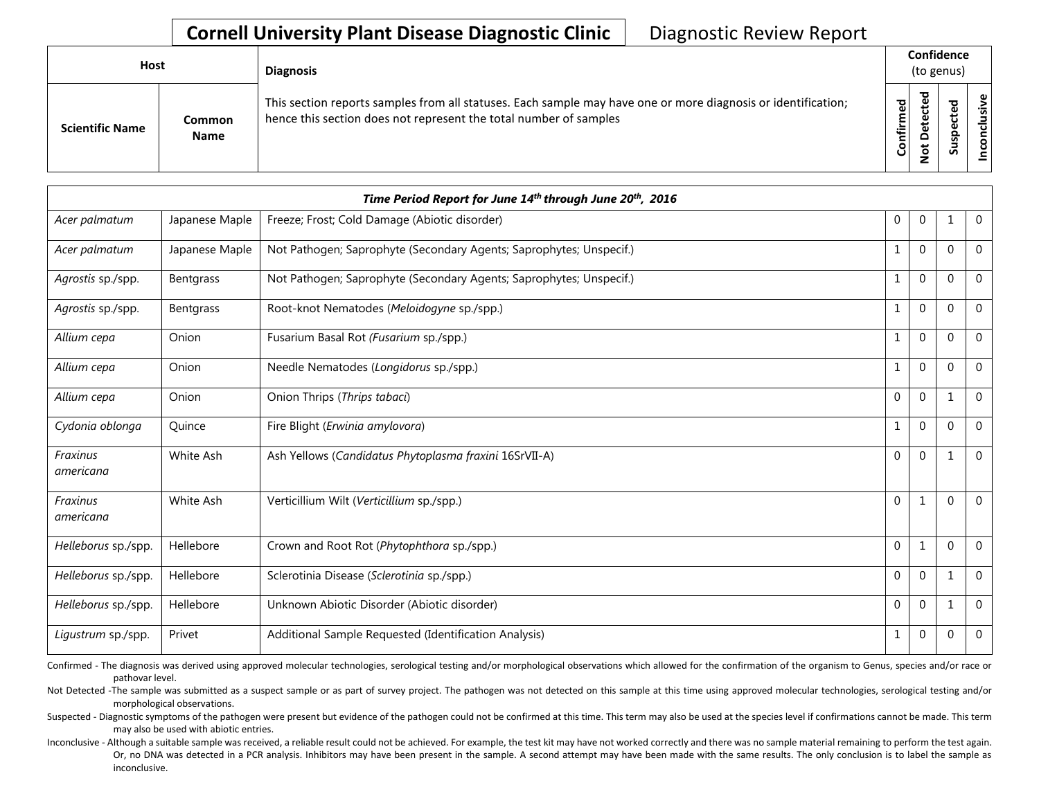**Cornell University Plant Disease Diagnostic Clinic** Diagnostic Review Report

| Host | | Diagnosis | Confidence (to genus) | | | |
|---|---|---|---|---|---|---|
| Scientific Name | Common Name | This section reports samples from all statuses. Each sample may have one or more diagnosis or identification; hence this section does not represent the total number of samples | Confirmed | Not Detected | Suspected | Inconclusive |

| *Time Period Report for June 14th through June 20th, 2016* | | | | | | |
|---|---|---|---|---|---|---|
| *Acer palmatum* | Japanese Maple | Freeze; Frost; Cold Damage (Abiotic disorder) | 0 | 0 | 1 | 0 |
| *Acer palmatum* | Japanese Maple | Not Pathogen; Saprophyte (Secondary Agents; Saprophytes; Unspecif.) | 1 | 0 | 0 | 0 |
| *Agrostis* sp./spp. | Bentgrass | Not Pathogen; Saprophyte (Secondary Agents; Saprophytes; Unspecif.) | 1 | 0 | 0 | 0 |
| *Agrostis* sp./spp. | Bentgrass | Root-knot Nematodes (*Meloidogyne* sp./spp.) | 1 | 0 | 0 | 0 |
| *Allium cepa* | Onion | Fusarium Basal Rot *(Fusarium* sp./spp.) | 1 | 0 | 0 | 0 |
| *Allium cepa* | Onion | Needle Nematodes (*Longidorus* sp./spp.) | 1 | 0 | 0 | 0 |
| *Allium cepa* | Onion | Onion Thrips (*Thrips tabaci*) | 0 | 0 | 1 | 0 |
| *Cydonia oblonga* | Quince | Fire Blight (*Erwinia amylovora*) | 1 | 0 | 0 | 0 |
| *Fraxinus americana* | White Ash | Ash Yellows (*Candidatus Phytoplasma fraxini* 16SrVII-A) | 0 | 0 | 1 | 0 |
| *Fraxinus americana* | White Ash | Verticillium Wilt (*Verticillium* sp./spp.) | 0 | 1 | 0 | 0 |
| *Helleborus* sp./spp. | Hellebore | Crown and Root Rot (*Phytophthora* sp./spp.) | 0 | 1 | 0 | 0 |
| *Helleborus* sp./spp. | Hellebore | Sclerotinia Disease (*Sclerotinia* sp./spp.) | 0 | 0 | 1 | 0 |
| *Helleborus* sp./spp. | Hellebore | Unknown Abiotic Disorder (Abiotic disorder) | 0 | 0 | 1 | 0 |
| *Ligustrum* sp./spp. | Privet | Additional Sample Requested (Identification Analysis) | 1 | 0 | 0 | 0 |

Confirmed - The diagnosis was derived using approved molecular technologies, serological testing and/or morphological observations which allowed for the confirmation of the organism to Genus, species and/or race or pathovar level.

Not Detected -The sample was submitted as a suspect sample or as part of survey project. The pathogen was not detected on this sample at this time using approved molecular technologies, serological testing and/or morphological observations.

Suspected - Diagnostic symptoms of the pathogen were present but evidence of the pathogen could not be confirmed at this time. This term may also be used at the species level if confirmations cannot be made. This term may also be used with abiotic entries.

Inconclusive - Although a suitable sample was received, a reliable result could not be achieved. For example, the test kit may have not worked correctly and there was no sample material remaining to perform the test again. Or, no DNA was detected in a PCR analysis. Inhibitors may have been present in the sample. A second attempt may have been made with the same results. The only conclusion is to label the sample as inconclusive.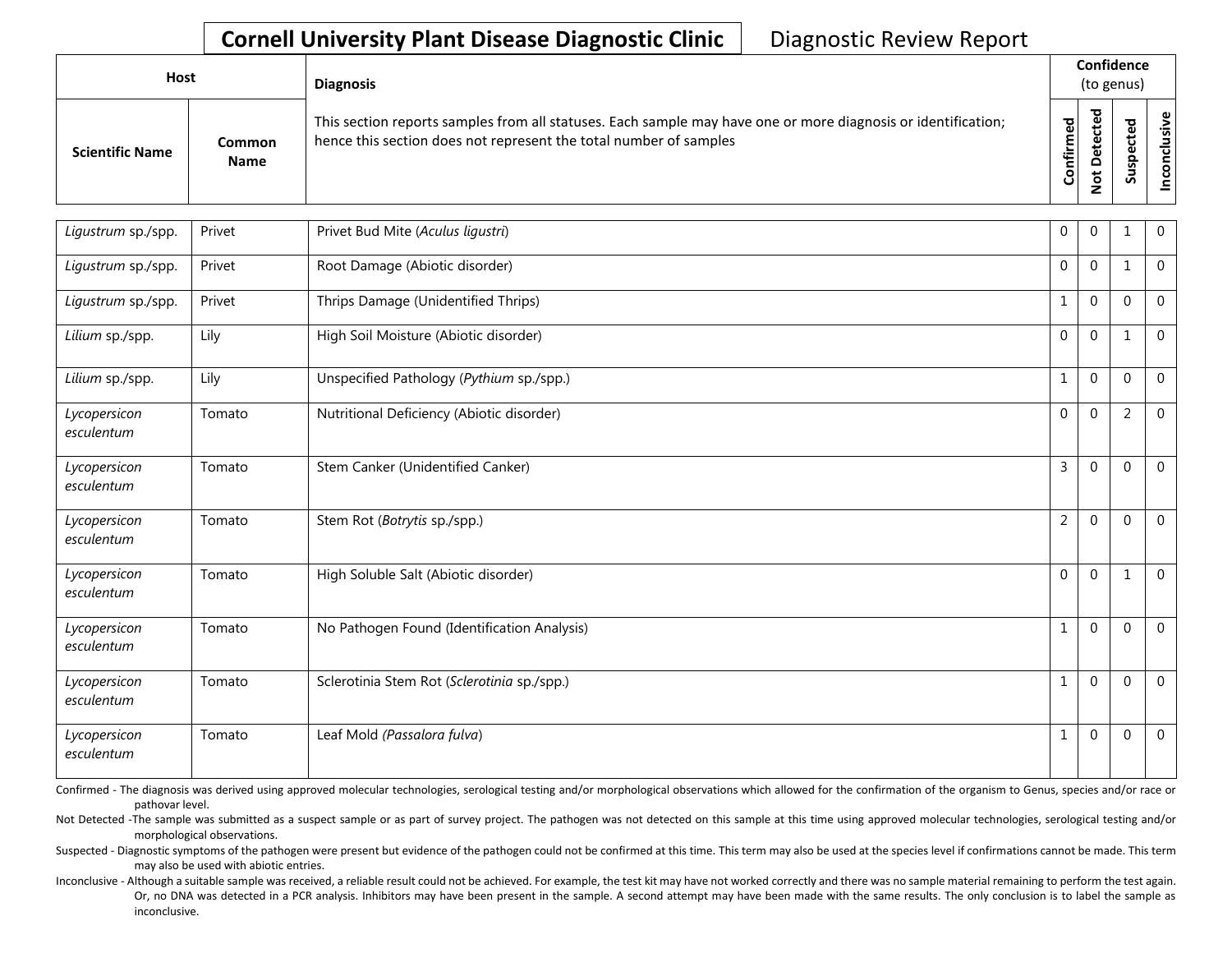# Cornell University Plant Disease Diagnostic Clinic

Diagnostic Review Report

| Host | | Diagnosis | Confidence (to genus) | | | |
|---|---|---|---|---|---|---|
| Scientific Name | Common Name | This section reports samples from all statuses. Each sample may have one or more diagnosis or identification; hence this section does not represent the total number of samples | Confirmed | Not Detected | Suspected | Inconclusive |
| *Ligustrum* sp./spp. | Privet | Privet Bud Mite (*Aculus ligustri*) | 0 | 0 | 1 | 0 |
| *Ligustrum* sp./spp. | Privet | Root Damage (Abiotic disorder) | 0 | 0 | 1 | 0 |
| *Ligustrum* sp./spp. | Privet | Thrips Damage (Unidentified Thrips) | 1 | 0 | 0 | 0 |
| *Lilium* sp./spp. | Lily | High Soil Moisture (Abiotic disorder) | 0 | 0 | 1 | 0 |
| *Lilium* sp./spp. | Lily | Unspecified Pathology (*Pythium* sp./spp.) | 1 | 0 | 0 | 0 |
| *Lycopersicon esculentum* | Tomato | Nutritional Deficiency (Abiotic disorder) | 0 | 0 | 2 | 0 |
| *Lycopersicon esculentum* | Tomato | Stem Canker (Unidentified Canker) | 3 | 0 | 0 | 0 |
| *Lycopersicon esculentum* | Tomato | Stem Rot (*Botrytis* sp./spp.) | 2 | 0 | 0 | 0 |
| *Lycopersicon esculentum* | Tomato | High Soluble Salt (Abiotic disorder) | 0 | 0 | 1 | 0 |
| *Lycopersicon esculentum* | Tomato | No Pathogen Found (Identification Analysis) | 1 | 0 | 0 | 0 |
| *Lycopersicon esculentum* | Tomato | Sclerotinia Stem Rot (*Sclerotinia* sp./spp.) | 1 | 0 | 0 | 0 |
| *Lycopersicon esculentum* | Tomato | Leaf Mold (*Passalora fulva*) | 1 | 0 | 0 | 0 |

Confirmed - The diagnosis was derived using approved molecular technologies, serological testing and/or morphological observations which allowed for the confirmation of the organism to Genus, species and/or race or pathovar level.

Not Detected -The sample was submitted as a suspect sample or as part of survey project. The pathogen was not detected on this sample at this time using approved molecular technologies, serological testing and/or morphological observations.

Suspected - Diagnostic symptoms of the pathogen were present but evidence of the pathogen could not be confirmed at this time. This term may also be used at the species level if confirmations cannot be made. This term may also be used with abiotic entries.

Inconclusive - Although a suitable sample was received, a reliable result could not be achieved. For example, the test kit may have not worked correctly and there was no sample material remaining to perform the test again. Or, no DNA was detected in a PCR analysis. Inhibitors may have been present in the sample. A second attempt may have been made with the same results. The only conclusion is to label the sample as inconclusive.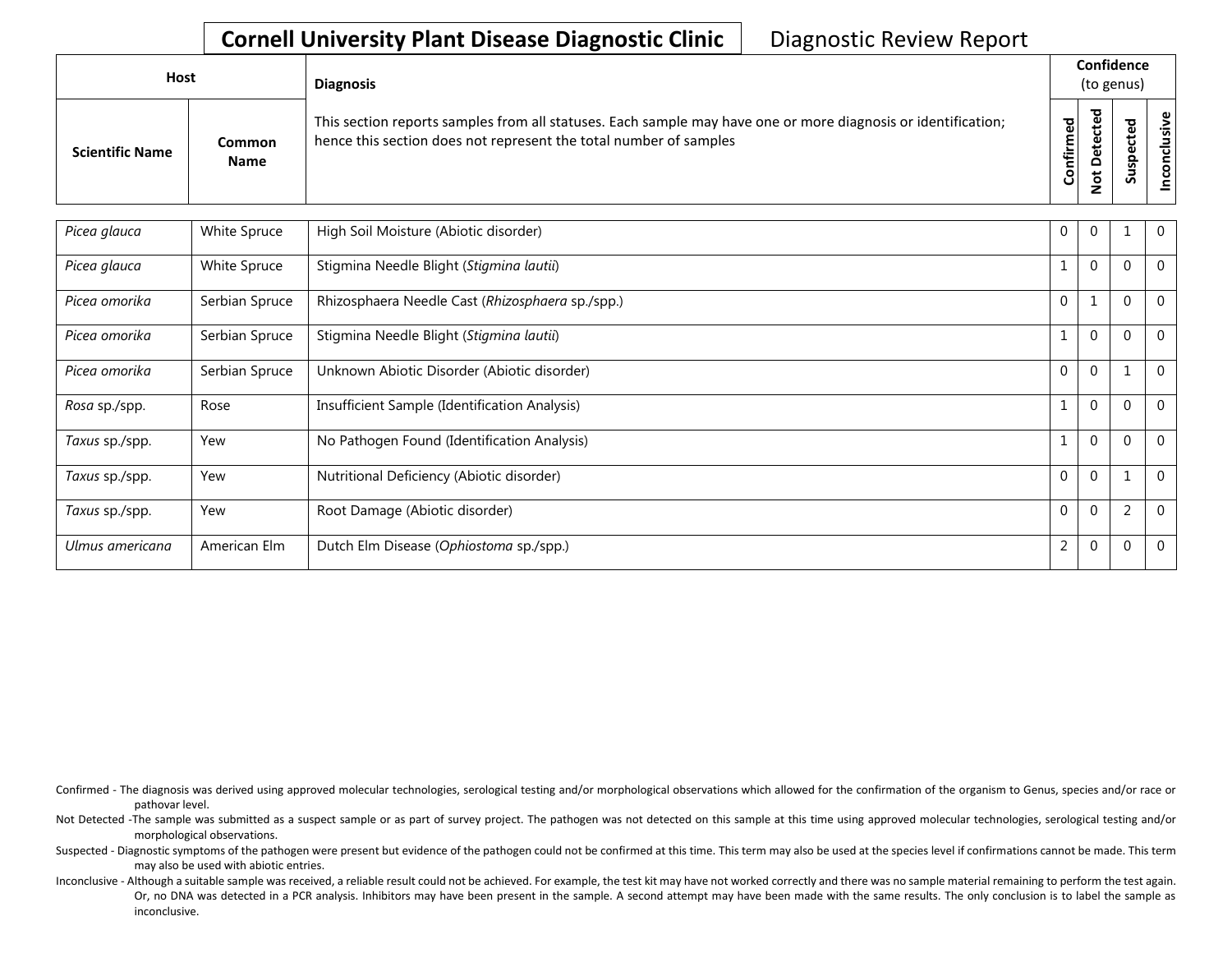# Cornell University Plant Disease Diagnostic Clinic

Diagnostic Review Report

| Host | | Diagnosis | Confidence (to genus) | | | |
|---|---|---|---|---|---|---|
| Scientific Name | Common Name | This section reports samples from all statuses. Each sample may have one or more diagnosis or identification; hence this section does not represent the total number of samples | Confirmed | Not Detected | Suspected | Inconclusive |
| *Picea glauca* | White Spruce | High Soil Moisture (Abiotic disorder) | 0 | 0 | 1 | 0 |
| *Picea glauca* | White Spruce | Stigmina Needle Blight (*Stigmina lautii*) | 1 | 0 | 0 | 0 |
| *Picea omorika* | Serbian Spruce | Rhizosphaera Needle Cast (*Rhizosphaera* sp./spp.) | 0 | 1 | 0 | 0 |
| *Picea omorika* | Serbian Spruce | Stigmina Needle Blight (*Stigmina lautii*) | 1 | 0 | 0 | 0 |
| *Picea omorika* | Serbian Spruce | Unknown Abiotic Disorder (Abiotic disorder) | 0 | 0 | 1 | 0 |
| *Rosa* sp./spp. | Rose | Insufficient Sample (Identification Analysis) | 1 | 0 | 0 | 0 |
| *Taxus* sp./spp. | Yew | No Pathogen Found (Identification Analysis) | 1 | 0 | 0 | 0 |
| *Taxus* sp./spp. | Yew | Nutritional Deficiency (Abiotic disorder) | 0 | 0 | 1 | 0 |
| *Taxus* sp./spp. | Yew | Root Damage (Abiotic disorder) | 0 | 0 | 2 | 0 |
| *Ulmus americana* | American Elm | Dutch Elm Disease (*Ophiostoma* sp./spp.) | 2 | 0 | 0 | 0 |

Confirmed - The diagnosis was derived using approved molecular technologies, serological testing and/or morphological observations which allowed for the confirmation of the organism to Genus, species and/or race or pathovar level.

Not Detected -The sample was submitted as a suspect sample or as part of survey project. The pathogen was not detected on this sample at this time using approved molecular technologies, serological testing and/or morphological observations.

Suspected - Diagnostic symptoms of the pathogen were present but evidence of the pathogen could not be confirmed at this time. This term may also be used at the species level if confirmations cannot be made. This term may also be used with abiotic entries.

Inconclusive - Although a suitable sample was received, a reliable result could not be achieved. For example, the test kit may have not worked correctly and there was no sample material remaining to perform the test again. Or, no DNA was detected in a PCR analysis. Inhibitors may have been present in the sample. A second attempt may have been made with the same results. The only conclusion is to label the sample as inconclusive.